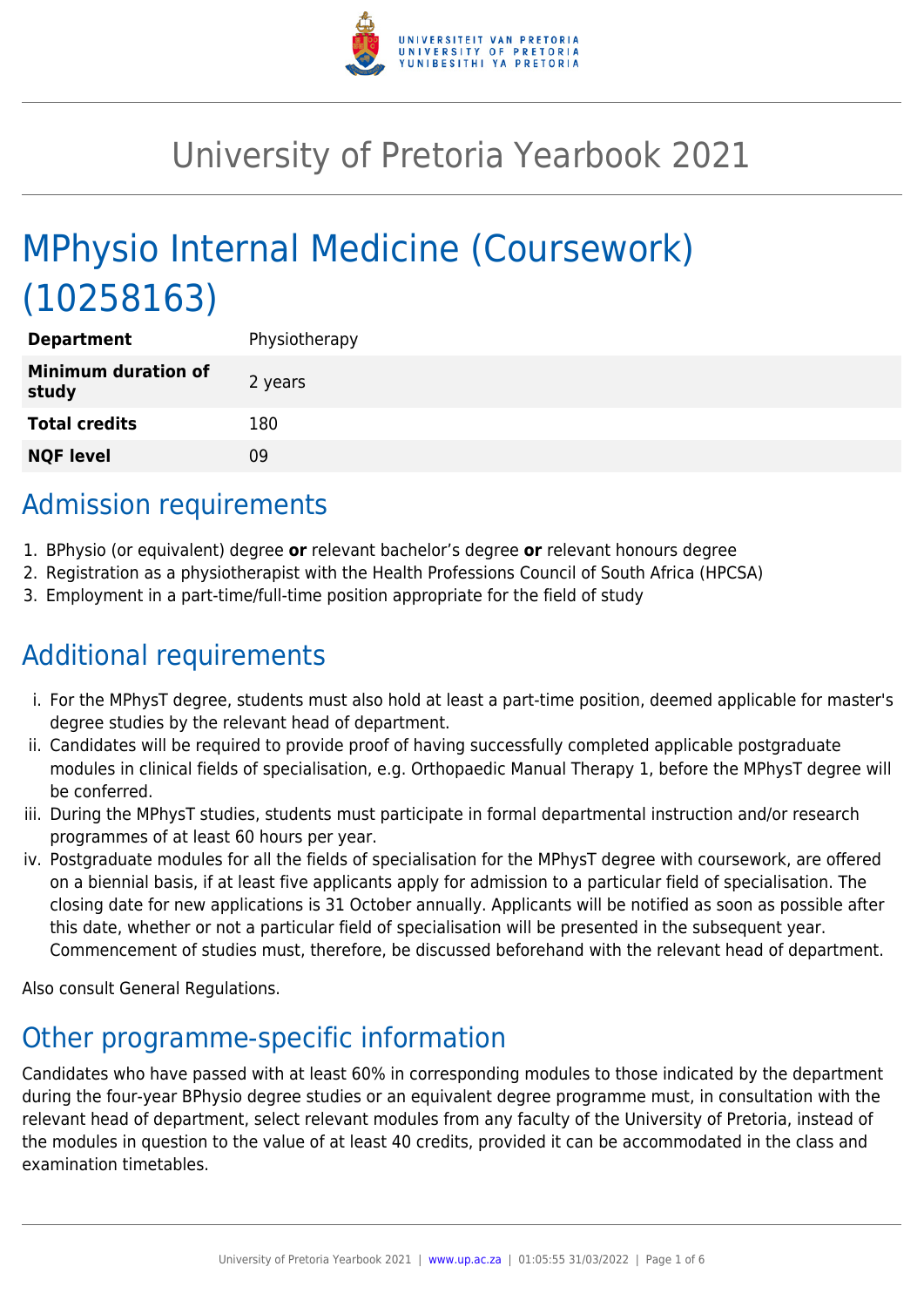# University of Pretoria Yearbook 2021

# MPhysio Internal Medicine (Coursework) (10258163)

| | |
|---|---|
| **Department** | Physiotherapy |
| **Minimum duration of study** | 2 years |
| **Total credits** | 180 |
| **NQF level** | 09 |

## Admission requirements

1. BPhysio (or equivalent) degree **or** relevant bachelor's degree **or** relevant honours degree
2. Registration as a physiotherapist with the Health Professions Council of South Africa (HPCSA)
3. Employment in a part-time/full-time position appropriate for the field of study

## Additional requirements

i. For the MPhysT degree, students must also hold at least a part-time position, deemed applicable for master's degree studies by the relevant head of department.

ii. Candidates will be required to provide proof of having successfully completed applicable postgraduate modules in clinical fields of specialisation, e.g. Orthopaedic Manual Therapy 1, before the MPhysT degree will be conferred.

iii. During the MPhysT studies, students must participate in formal departmental instruction and/or research programmes of at least 60 hours per year.

iv. Postgraduate modules for all the fields of specialisation for the MPhysT degree with coursework, are offered on a biennial basis, if at least five applicants apply for admission to a particular field of specialisation. The closing date for new applications is 31 October annually. Applicants will be notified as soon as possible after this date, whether or not a particular field of specialisation will be presented in the subsequent year. Commencement of studies must, therefore, be discussed beforehand with the relevant head of department.

Also consult General Regulations.

## Other programme-specific information

Candidates who have passed with at least 60% in corresponding modules to those indicated by the department during the four-year BPhysio degree studies or an equivalent degree programme must, in consultation with the relevant head of department, select relevant modules from any faculty of the University of Pretoria, instead of the modules in question to the value of at least 40 credits, provided it can be accommodated in the class and examination timetables.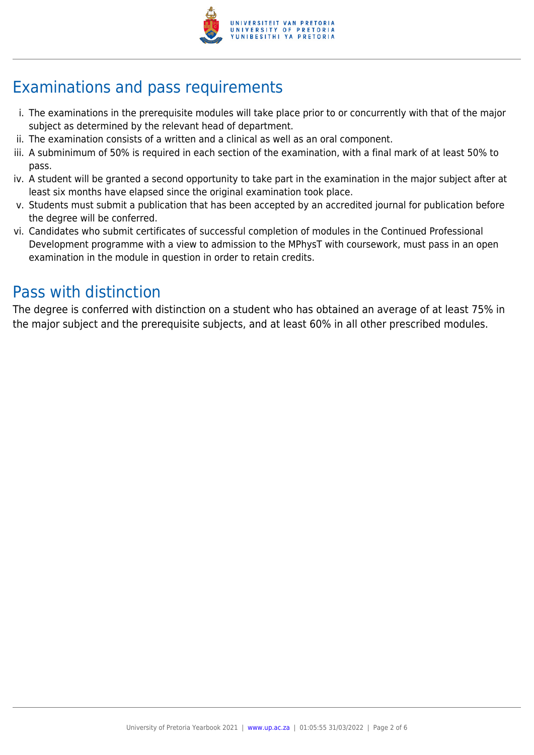## Examinations and pass requirements

i. The examinations in the prerequisite modules will take place prior to or concurrently with that of the major subject as determined by the relevant head of department.
ii. The examination consists of a written and a clinical as well as an oral component.
iii. A subminimum of 50% is required in each section of the examination, with a final mark of at least 50% to pass.
iv. A student will be granted a second opportunity to take part in the examination in the major subject after at least six months have elapsed since the original examination took place.
v. Students must submit a publication that has been accepted by an accredited journal for publication before the degree will be conferred.
vi. Candidates who submit certificates of successful completion of modules in the Continued Professional Development programme with a view to admission to the MPhysT with coursework, must pass in an open examination in the module in question in order to retain credits.

## Pass with distinction

The degree is conferred with distinction on a student who has obtained an average of at least 75% in the major subject and the prerequisite subjects, and at least 60% in all other prescribed modules.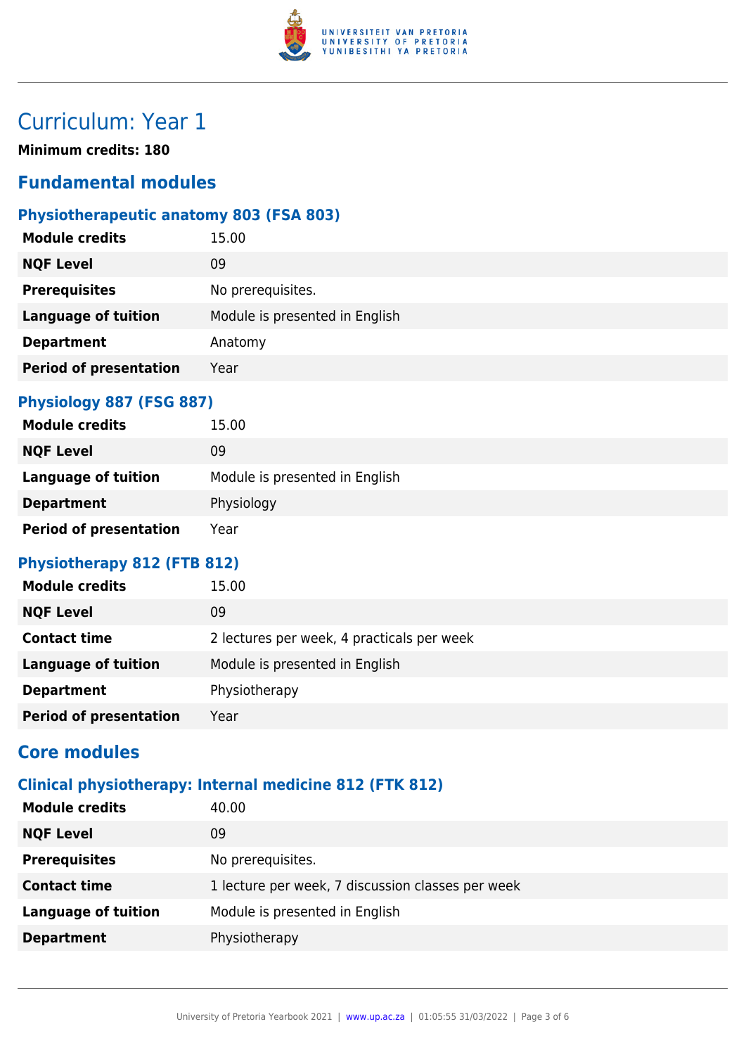# Curriculum: Year 1

**Minimum credits: 180**

## Fundamental modules

### Physiotherapeutic anatomy 803 (FSA 803)

| | |
|---|---|
| **Module credits** | 15.00 |
| **NQF Level** | 09 |
| **Prerequisites** | No prerequisites. |
| **Language of tuition** | Module is presented in English |
| **Department** | Anatomy |
| **Period of presentation** | Year |

### Physiology 887 (FSG 887)

| | |
|---|---|
| **Module credits** | 15.00 |
| **NQF Level** | 09 |
| **Language of tuition** | Module is presented in English |
| **Department** | Physiology |
| **Period of presentation** | Year |

### Physiotherapy 812 (FTB 812)

| | |
|---|---|
| **Module credits** | 15.00 |
| **NQF Level** | 09 |
| **Contact time** | 2 lectures per week, 4 practicals per week |
| **Language of tuition** | Module is presented in English |
| **Department** | Physiotherapy |
| **Period of presentation** | Year |

## Core modules

### Clinical physiotherapy: Internal medicine 812 (FTK 812)

| | |
|---|---|
| **Module credits** | 40.00 |
| **NQF Level** | 09 |
| **Prerequisites** | No prerequisites. |
| **Contact time** | 1 lecture per week, 7 discussion classes per week |
| **Language of tuition** | Module is presented in English |
| **Department** | Physiotherapy |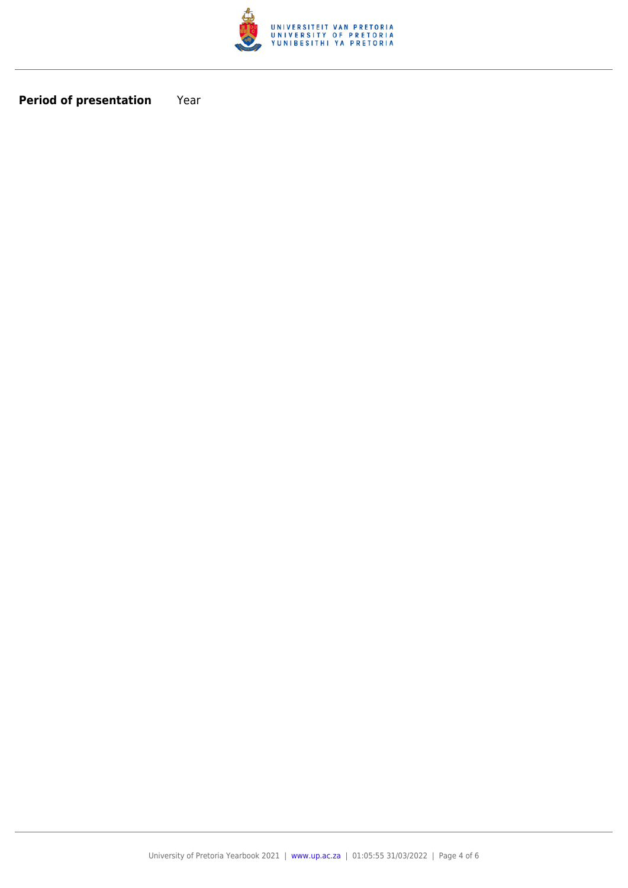**Period of presentation** Year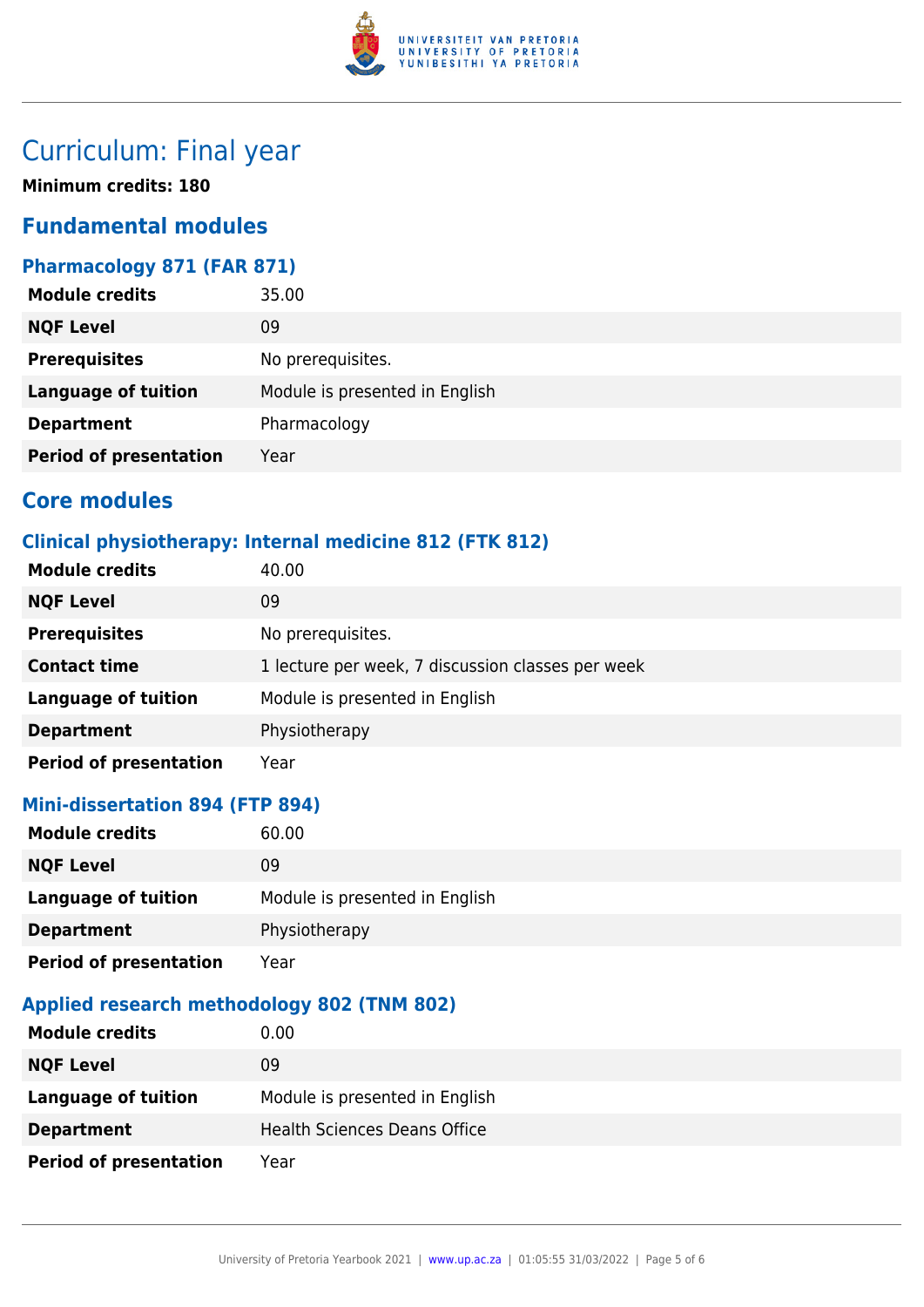# Curriculum: Final year

**Minimum credits: 180**

## Fundamental modules

### Pharmacology 871 (FAR 871)

| | |
|---|---|
| **Module credits** | 35.00 |
| **NQF Level** | 09 |
| **Prerequisites** | No prerequisites. |
| **Language of tuition** | Module is presented in English |
| **Department** | Pharmacology |
| **Period of presentation** | Year |

## Core modules

### Clinical physiotherapy: Internal medicine 812 (FTK 812)

| | |
|---|---|
| **Module credits** | 40.00 |
| **NQF Level** | 09 |
| **Prerequisites** | No prerequisites. |
| **Contact time** | 1 lecture per week, 7 discussion classes per week |
| **Language of tuition** | Module is presented in English |
| **Department** | Physiotherapy |
| **Period of presentation** | Year |

### Mini-dissertation 894 (FTP 894)

| | |
|---|---|
| **Module credits** | 60.00 |
| **NQF Level** | 09 |
| **Language of tuition** | Module is presented in English |
| **Department** | Physiotherapy |
| **Period of presentation** | Year |

### Applied research methodology 802 (TNM 802)

| | |
|---|---|
| **Module credits** | 0.00 |
| **NQF Level** | 09 |
| **Language of tuition** | Module is presented in English |
| **Department** | Health Sciences Deans Office |
| **Period of presentation** | Year |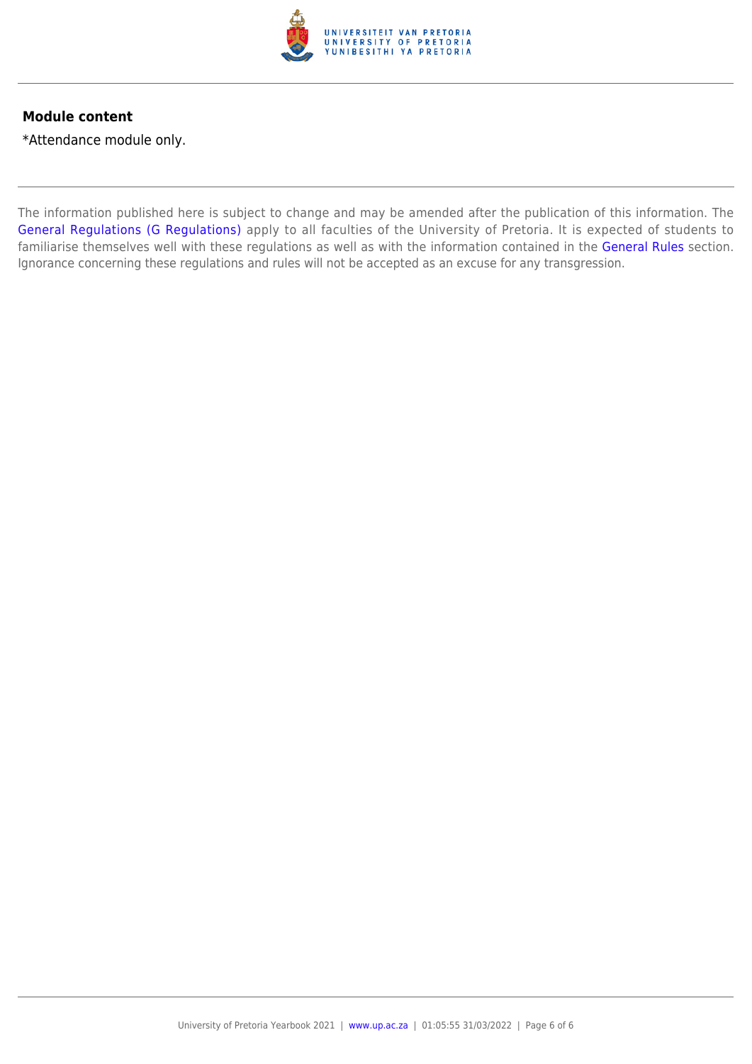**Module content**

*Attendance module only.

The information published here is subject to change and may be amended after the publication of this information. The General Regulations (G Regulations) apply to all faculties of the University of Pretoria. It is expected of students to familiarise themselves well with these regulations as well as with the information contained in the General Rules section. Ignorance concerning these regulations and rules will not be accepted as an excuse for any transgression.